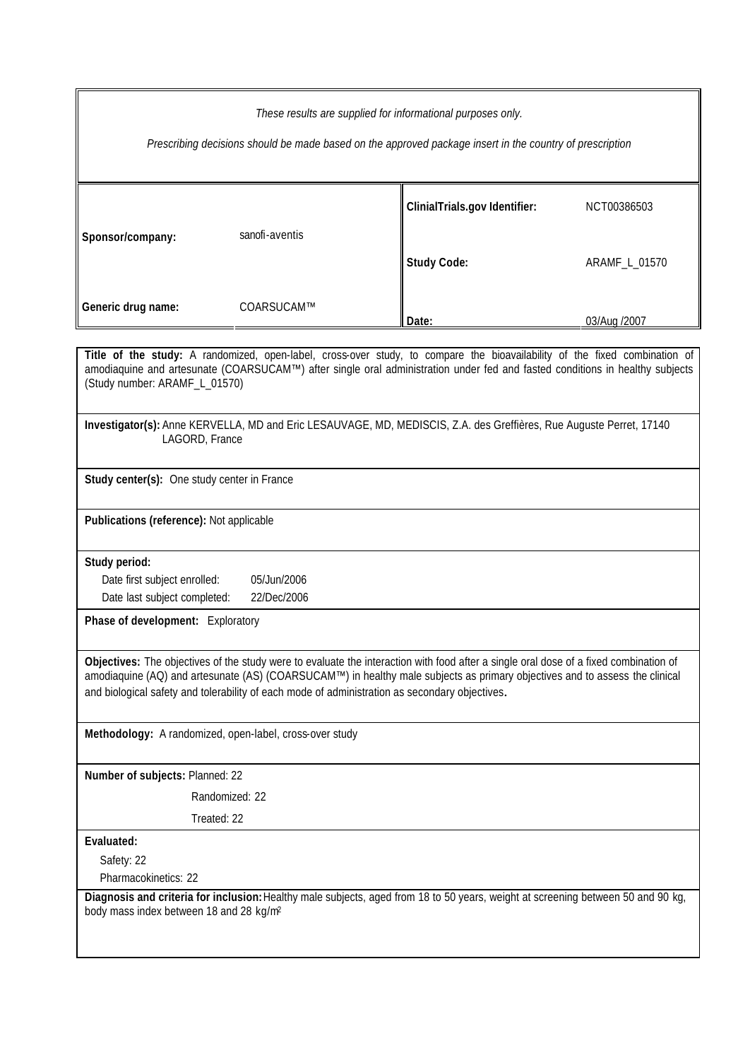*These results are supplied for informational purposes only.*

*Prescribing decisions should be made based on the approved package insert in the country of prescription*

| | | | |
|---|---|---|---|
| **Sponsor/company:** | sanofi-aventis | **ClinialTrials.gov Identifier:** | NCT00386503 |
| | | **Study Code:** | ARAMF_L_01570 |
| **Generic drug name:** | COARSUCAM™ | **Date:** | 03/Aug /2007 |

**Title of the study:** A randomized, open-label, cross-over study, to compare the bioavailability of the fixed combination of amodiaquine and artesunate (COARSUCAM™) after single oral administration under fed and fasted conditions in healthy subjects (Study number: ARAMF_L_01570)

**Investigator(s):** Anne KERVELLA, MD and Eric LESAUVAGE, MD, MEDISCIS, Z.A. des Greffières, Rue Auguste Perret, 17140 LAGORD, France

**Study center(s):** One study center in France

**Publications (reference):** Not applicable

**Study period:**

Date first subject enrolled: 05/Jun/2006

Date last subject completed: 22/Dec/2006

**Phase of development:** Exploratory

**Objectives:** The objectives of the study were to evaluate the interaction with food after a single oral dose of a fixed combination of amodiaquine (AQ) and artesunate (AS) (COARSUCAM™) in healthy male subjects as primary objectives and to assess the clinical and biological safety and tolerability of each mode of administration as secondary objectives.

**Methodology:** A randomized, open-label, cross-over study

**Number of subjects:** Planned: 22

Randomized: 22

Treated: 22

**Evaluated:**

Safety: 22

Pharmacokinetics: 22

**Diagnosis and criteria for inclusion:** Healthy male subjects, aged from 18 to 50 years, weight at screening between 50 and 90 kg, body mass index between 18 and 28 kg/m²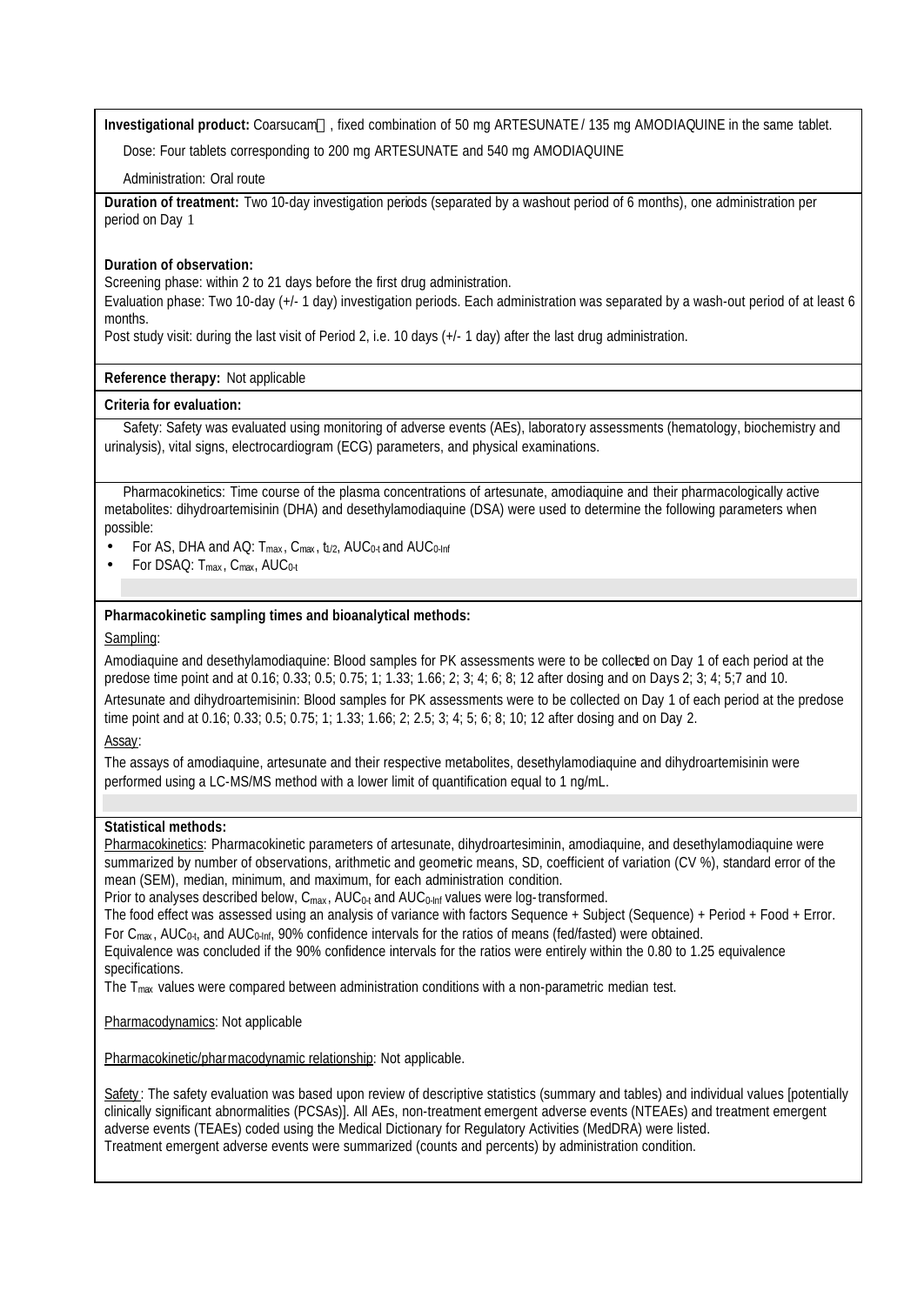**Investigational product:** Coarsucam, fixed combination of 50 mg ARTESUNATE / 135 mg AMODIAQUINE in the same tablet.

Dose: Four tablets corresponding to 200 mg ARTESUNATE and 540 mg AMODIAQUINE

Administration: Oral route

**Duration of treatment:** Two 10-day investigation periods (separated by a washout period of 6 months), one administration per period on Day 1

**Duration of observation:**

Screening phase: within 2 to 21 days before the first drug administration.

Evaluation phase: Two 10-day (+/- 1 day) investigation periods. Each administration was separated by a wash-out period of at least 6 months.

Post study visit: during the last visit of Period 2, i.e. 10 days (+/- 1 day) after the last drug administration.

**Reference therapy:** Not applicable

**Criteria for evaluation:**

Safety: Safety was evaluated using monitoring of adverse events (AEs), laboratory assessments (hematology, biochemistry and urinalysis), vital signs, electrocardiogram (ECG) parameters, and physical examinations.

Pharmacokinetics: Time course of the plasma concentrations of artesunate, amodiaquine and their pharmacologically active metabolites: dihydroartemisinin (DHA) and desethylamodiaquine (DSA) were used to determine the following parameters when possible:

- For AS, DHA and AQ: $T_{max}$, $C_{max}$, $t_{1/2}$, $AUC_{0-t}$ and $AUC_{0-Inf}$
- For DSAQ: $T_{max}$, $C_{max}$, $AUC_{0-t}$

**Pharmacokinetic sampling times and bioanalytical methods:**

Sampling:

Amodiaquine and desethylamodiaquine: Blood samples for PK assessments were to be collected on Day 1 of each period at the predose time point and at 0.16; 0.33; 0.5; 0.75; 1; 1.33; 1.66; 2; 3; 4; 6; 8; 12 after dosing and on Days 2; 3; 4; 5;7 and 10.

Artesunate and dihydroartemisinin: Blood samples for PK assessments were to be collected on Day 1 of each period at the predose time point and at 0.16; 0.33; 0.5; 0.75; 1; 1.33; 1.66; 2; 2.5; 3; 4; 5; 6; 8; 10; 12 after dosing and on Day 2.

Assay:

The assays of amodiaquine, artesunate and their respective metabolites, desethylamodiaquine and dihydroartemisinin were performed using a LC-MS/MS method with a lower limit of quantification equal to 1 ng/mL.

**Statistical methods:**

Pharmacokinetics: Pharmacokinetic parameters of artesunate, dihydroartesiminin, amodiaquine, and desethylamodiaquine were summarized by number of observations, arithmetic and geometric means, SD, coefficient of variation (CV %), standard error of the mean (SEM), median, minimum, and maximum, for each administration condition.

Prior to analyses described below, $C_{max}$, $AUC_{0-t}$ and $AUC_{0-Inf}$ values were log-transformed.

The food effect was assessed using an analysis of variance with factors Sequence + Subject (Sequence) + Period + Food + Error.

For $C_{max}$, $AUC_{0-t}$, and $AUC_{0-Inf}$, 90% confidence intervals for the ratios of means (fed/fasted) were obtained.

Equivalence was concluded if the 90% confidence intervals for the ratios were entirely within the 0.80 to 1.25 equivalence specifications.

The $T_{max}$ values were compared between administration conditions with a non-parametric median test.

Pharmacodynamics: Not applicable

Pharmacokinetic/pharmacodynamic relationship: Not applicable.

Safety: The safety evaluation was based upon review of descriptive statistics (summary and tables) and individual values [potentially clinically significant abnormalities (PCSAs)]. All AEs, non-treatment emergent adverse events (NTEAEs) and treatment emergent adverse events (TEAEs) coded using the Medical Dictionary for Regulatory Activities (MedDRA) were listed.

Treatment emergent adverse events were summarized (counts and percents) by administration condition.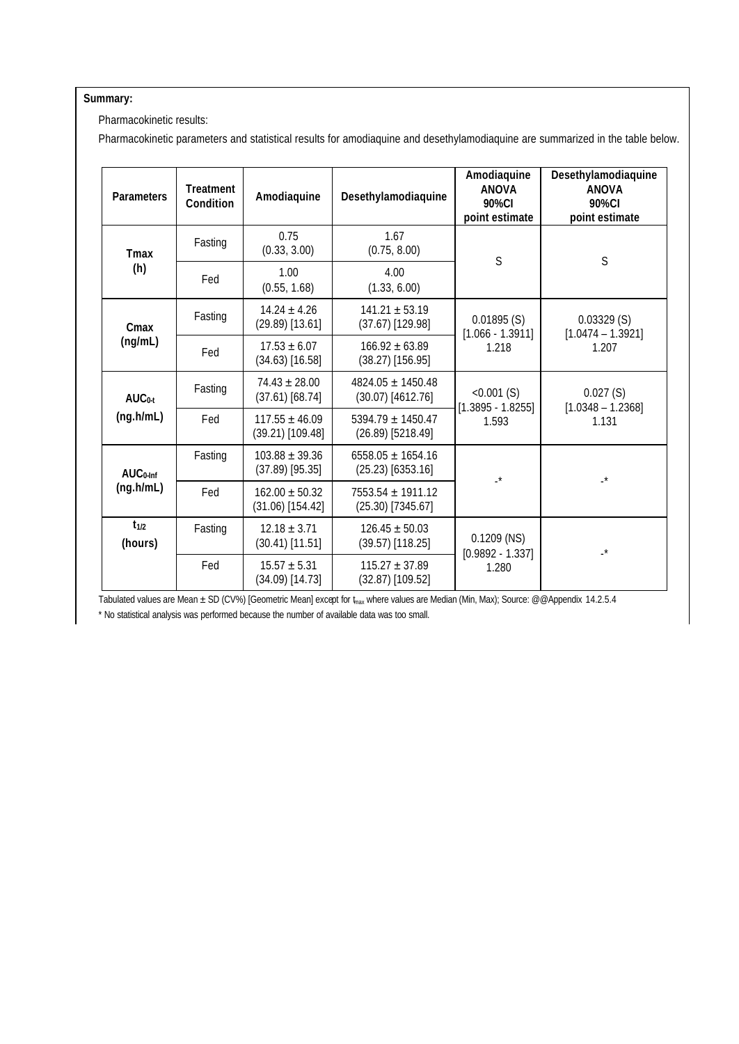**Summary:**

Pharmacokinetic results:

Pharmacokinetic parameters and statistical results for amodiaquine and desethylamodiaquine are summarized in the table below.

| Parameters | Treatment Condition | Amodiaquine | Desethylamodiaquine | Amodiaquine ANOVA 90%CI point estimate | Desethylamodiaquine ANOVA 90%CI point estimate |
|---|---|---|---|---|---|
| Tmax (h) | Fasting | 0.75 (0.33, 3.00) | 1.67 (0.75, 8.00) | S | S |
| | Fed | 1.00 (0.55, 1.68) | 4.00 (1.33, 6.00) | | |
| Cmax (ng/mL) | Fasting | 14.24 ± 4.26 (29.89) [13.61] | 141.21 ± 53.19 (37.67) [129.98] | 0.01895 (S) [1.066 - 1.3911] 1.218 | 0.03329 (S) [1.0474 – 1.3921] 1.207 |
| | Fed | 17.53 ± 6.07 (34.63) [16.58] | 166.92 ± 63.89 (38.27) [156.95] | | |
| $AUC_{0-t}$ (ng.h/mL) | Fasting | 74.43 ± 28.00 (37.61) [68.74] | 4824.05 ± 1450.48 (30.07) [4612.76] | <0.001 (S) [1.3895 - 1.8255] 1.593 | 0.027 (S) [1.0348 – 1.2368] 1.131 |
| | Fed | 117.55 ± 46.09 (39.21) [109.48] | 5394.79 ± 1450.47 (26.89) [5218.49] | | |
| $AUC_{0-Inf}$ (ng.h/mL) | Fasting | 103.88 ± 39.36 (37.89) [95.35] | 6558.05 ± 1654.16 (25.23) [6353.16] | -* | -* |
| | Fed | 162.00 ± 50.32 (31.06) [154.42] | 7553.54 ± 1911.12 (25.30) [7345.67] | | |
| $t_{1/2}$ (hours) | Fasting | 12.18 ± 3.71 (30.41) [11.51] | 126.45 ± 50.03 (39.57) [118.25] | 0.1209 (NS) [0.9892 - 1.337] 1.280 | -* |
| | Fed | 15.57 ± 5.31 (34.09) [14.73] | 115.27 ± 37.89 (32.87) [109.52] | | |

Tabulated values are Mean ± SD (CV%) [Geometric Mean] except for $t_{max}$ where values are Median (Min, Max); Source: @@Appendix 14.2.5.4

* No statistical analysis was performed because the number of available data was too small.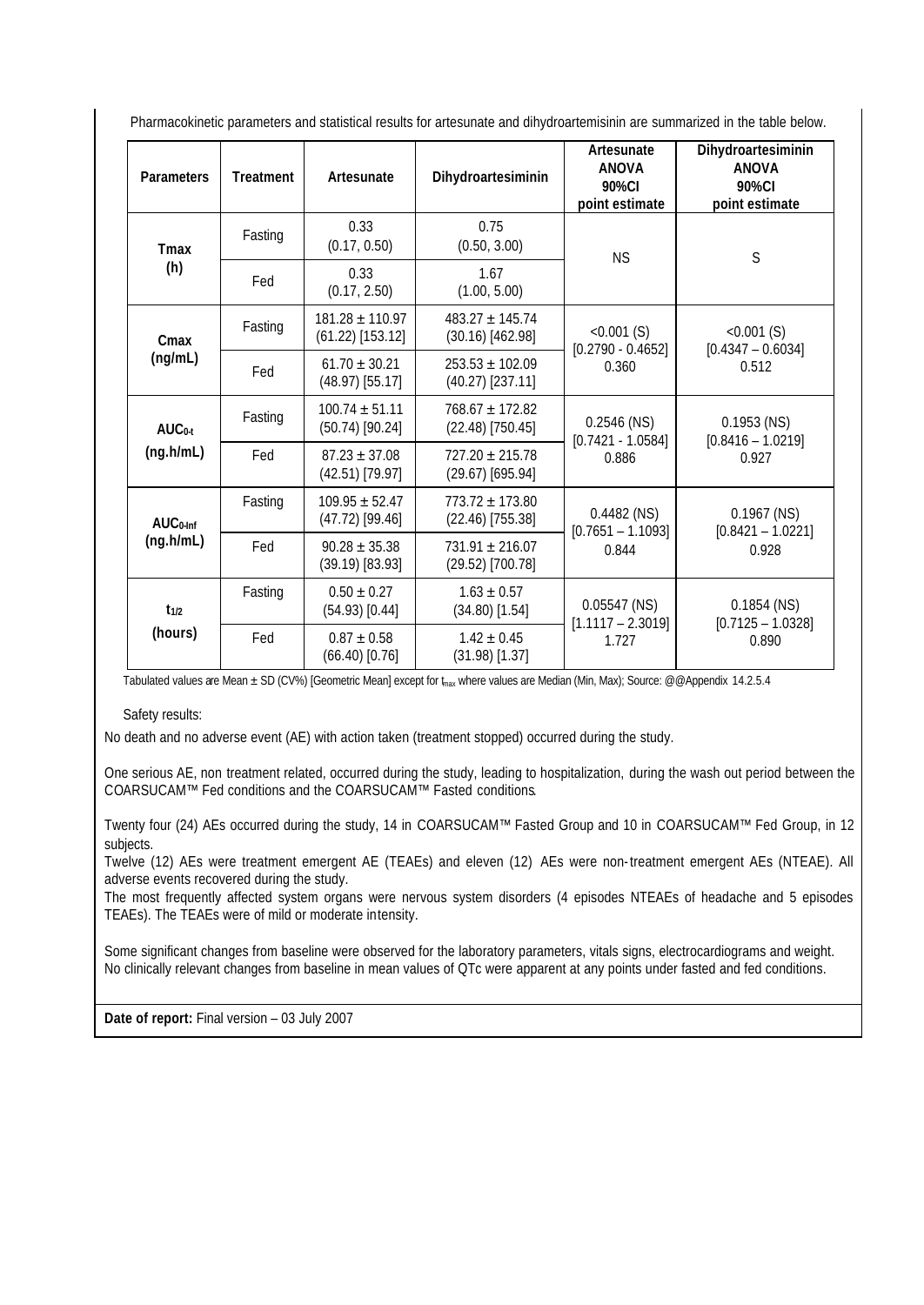Pharmacokinetic parameters and statistical results for artesunate and dihydroartemisinin are summarized in the table below.

| Parameters | Treatment | Artesunate | Dihydroartesiminin | Artesunate ANOVA 90%CI point estimate | Dihydroartesiminin ANOVA 90%CI point estimate |
|---|---|---|---|---|---|
| Tmax (h) | Fasting | 0.33 (0.17, 0.50) | 0.75 (0.50, 3.00) | NS | S |
| | Fed | 0.33 (0.17, 2.50) | 1.67 (1.00, 5.00) | | |
| Cmax (ng/mL) | Fasting | 181.28 ± 110.97 (61.22) [153.12] | 483.27 ± 145.74 (30.16) [462.98] | <0.001 (S) [0.2790 - 0.4652] 0.360 | <0.001 (S) [0.4347 – 0.6034] 0.512 |
| | Fed | 61.70 ± 30.21 (48.97) [55.17] | 253.53 ± 102.09 (40.27) [237.11] | | |
| $AUC_{0-t}$ (ng.h/mL) | Fasting | 100.74 ± 51.11 (50.74) [90.24] | 768.67 ± 172.82 (22.48) [750.45] | 0.2546 (NS) [0.7421 - 1.0584] 0.886 | 0.1953 (NS) [0.8416 – 1.0219] 0.927 |
| | Fed | 87.23 ± 37.08 (42.51) [79.97] | 727.20 ± 215.78 (29.67) [695.94] | | |
| $AUC_{0-Inf}$ (ng.h/mL) | Fasting | 109.95 ± 52.47 (47.72) [99.46] | 773.72 ± 173.80 (22.46) [755.38] | 0.4482 (NS) [0.7651 – 1.1093] 0.844 | 0.1967 (NS) [0.8421 – 1.0221] 0.928 |
| | Fed | 90.28 ± 35.38 (39.19) [83.93] | 731.91 ± 216.07 (29.52) [700.78] | | |
| $t_{1/2}$ (hours) | Fasting | 0.50 ± 0.27 (54.93) [0.44] | 1.63 ± 0.57 (34.80) [1.54] | 0.05547 (NS) [1.1117 – 2.3019] 1.727 | 0.1854 (NS) [0.7125 – 1.0328] 0.890 |
| | Fed | 0.87 ± 0.58 (66.40) [0.76] | 1.42 ± 0.45 (31.98) [1.37] | | |

Tabulated values are Mean ± SD (CV%) [Geometric Mean] except for $t_{max}$ where values are Median (Min, Max); Source: @@Appendix 14.2.5.4

Safety results:

No death and no adverse event (AE) with action taken (treatment stopped) occurred during the study.

One serious AE, non treatment related, occurred during the study, leading to hospitalization, during the wash out period between the COARSUCAM™ Fed conditions and the COARSUCAM™ Fasted conditions.

Twenty four (24) AEs occurred during the study, 14 in COARSUCAM™ Fasted Group and 10 in COARSUCAM™ Fed Group, in 12 subjects.

Twelve (12) AEs were treatment emergent AE (TEAEs) and eleven (12) AEs were non-treatment emergent AEs (NTEAE). All adverse events recovered during the study.

The most frequently affected system organs were nervous system disorders (4 episodes NTEAEs of headache and 5 episodes TEAEs). The TEAEs were of mild or moderate intensity.

Some significant changes from baseline were observed for the laboratory parameters, vitals signs, electrocardiograms and weight. No clinically relevant changes from baseline in mean values of QTc were apparent at any points under fasted and fed conditions.

**Date of report:** Final version – 03 July 2007